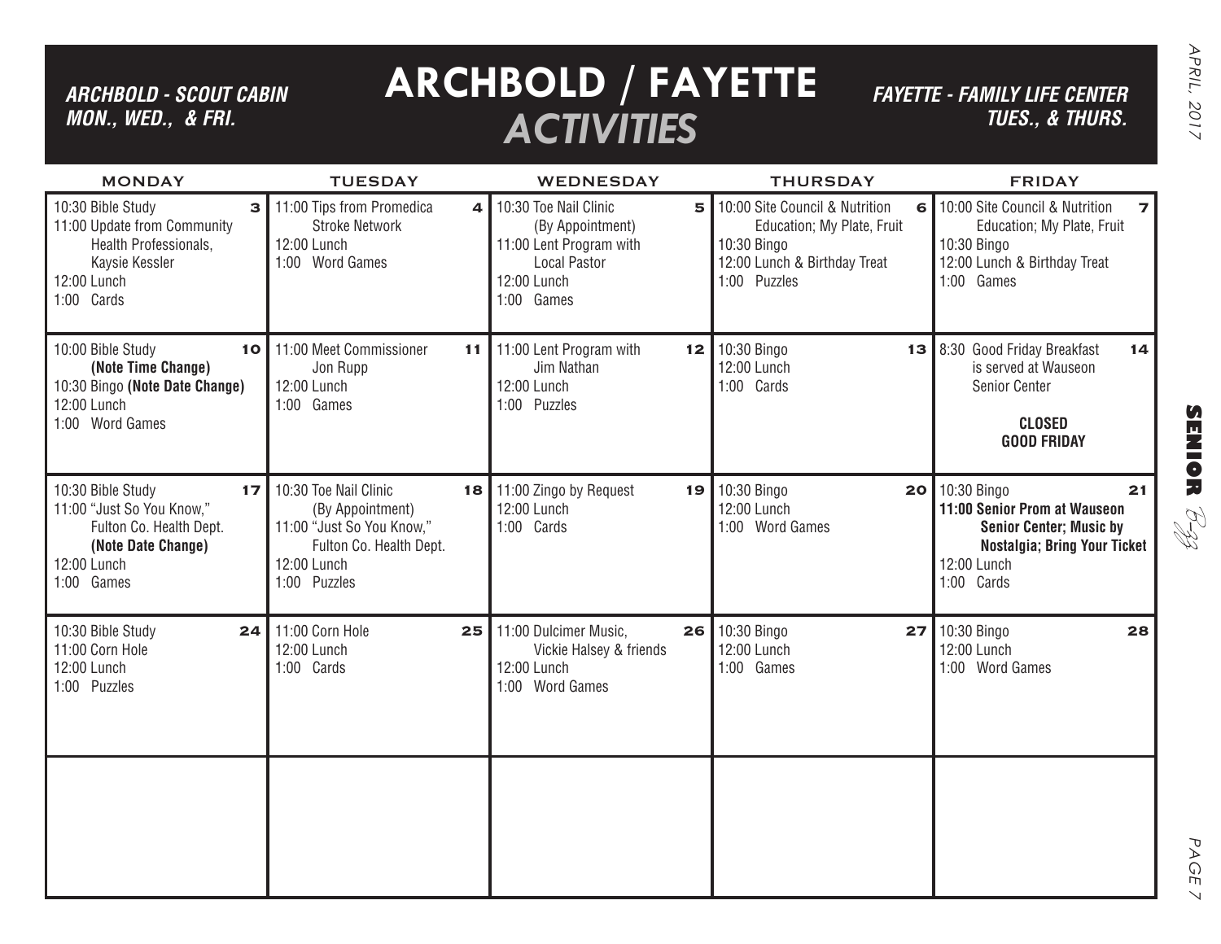# ARCHBOLD / FAYETTE *ACTIVITIES*

***ARCHBOLD - SCOUT CABIN MON., WED., & FRI.***

***FAYETTE - FAMILY LIFE CENTER TUES., & THURS.***

| MONDAY | TUESDAY | WEDNESDAY | THURSDAY | FRIDAY |
|---|---|---|---|---|
| **3** 10:30 Bible Study<br>11:00 Update from Community Health Professionals, Kaysie Kessler<br>12:00 Lunch<br>1:00 Cards | **4** 11:00 Tips from Promedica Stroke Network<br>12:00 Lunch<br>1:00 Word Games | **5** 10:30 Toe Nail Clinic (By Appointment)<br>11:00 Lent Program with Local Pastor<br>12:00 Lunch<br>1:00 Games | **6** 10:00 Site Council & Nutrition Education; My Plate, Fruit<br>10:30 Bingo<br>12:00 Lunch & Birthday Treat<br>1:00 Puzzles | **7** 10:00 Site Council & Nutrition Education; My Plate, Fruit<br>10:30 Bingo<br>12:00 Lunch & Birthday Treat<br>1:00 Games |
| **10** 10:00 Bible Study **(Note Time Change)**<br>10:30 Bingo **(Note Date Change)**<br>12:00 Lunch<br>1:00 Word Games | **11** 11:00 Meet Commissioner Jon Rupp<br>12:00 Lunch<br>1:00 Games | **12** 11:00 Lent Program with Jim Nathan<br>12:00 Lunch<br>1:00 Puzzles | **13** 10:30 Bingo<br>12:00 Lunch<br>1:00 Cards | **14** 8:30 Good Friday Breakfast is served at Wauseon Senior Center<br>**CLOSED GOOD FRIDAY** |
| **17** 10:30 Bible Study<br>11:00 "Just So You Know," Fulton Co. Health Dept. **(Note Date Change)**<br>12:00 Lunch<br>1:00 Games | **18** 10:30 Toe Nail Clinic (By Appointment)<br>11:00 "Just So You Know," Fulton Co. Health Dept.<br>12:00 Lunch<br>1:00 Puzzles | **19** 11:00 Zingo by Request<br>12:00 Lunch<br>1:00 Cards | **20** 10:30 Bingo<br>12:00 Lunch<br>1:00 Word Games | **21** 10:30 Bingo<br>**11:00 Senior Prom at Wauseon Senior Center; Music by Nostalgia; Bring Your Ticket**<br>12:00 Lunch<br>1:00 Cards |
| **24** 10:30 Bible Study<br>11:00 Corn Hole<br>12:00 Lunch<br>1:00 Puzzles | **25** 11:00 Corn Hole<br>12:00 Lunch<br>1:00 Cards | **26** 11:00 Dulcimer Music, Vickie Halsey & friends<br>12:00 Lunch<br>1:00 Word Games | **27** 10:30 Bingo<br>12:00 Lunch<br>1:00 Games | **28** 10:30 Bingo<br>12:00 Lunch<br>1:00 Word Games |
| | | | | |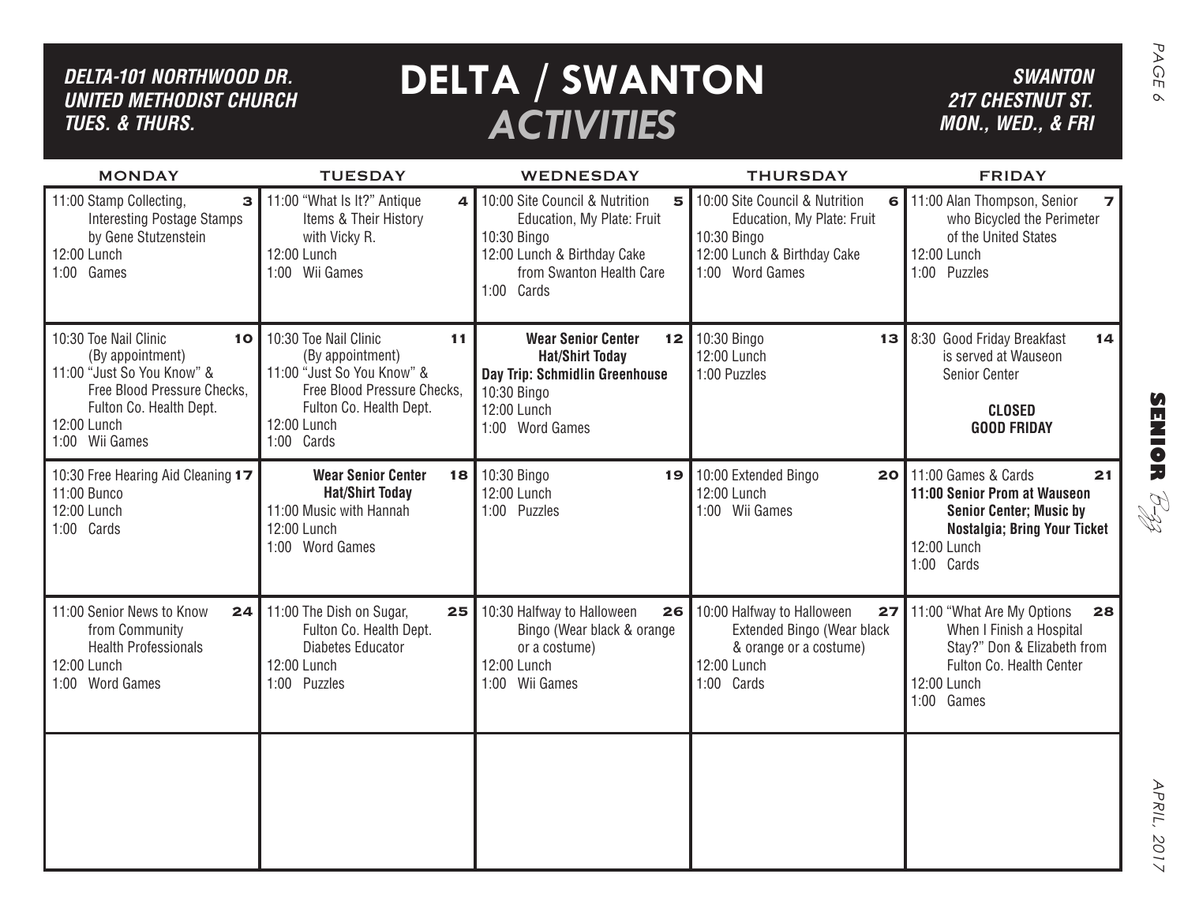**DELTA-101 NORTHWOOD DR.**
**UNITED METHODIST CHURCH**
**TUES. & THURS.**

# DELTA / SWANTON *ACTIVITIES*

**SWANTON**
**217 CHESTNUT ST.**
**MON., WED., & FRI**

| MONDAY | TUESDAY | WEDNESDAY | THURSDAY | FRIDAY |
|---|---|---|---|---|
| **3** 11:00 Stamp Collecting, Interesting Postage Stamps by Gene Stutzenstein<br>12:00 Lunch<br>1:00 Games | **4** 11:00 "What Is It?" Antique Items & Their History with Vicky R.<br>12:00 Lunch<br>1:00 Wii Games | **5** 10:00 Site Council & Nutrition Education, My Plate: Fruit<br>10:30 Bingo<br>12:00 Lunch & Birthday Cake from Swanton Health Care<br>1:00 Cards | **6** 10:00 Site Council & Nutrition Education, My Plate: Fruit<br>10:30 Bingo<br>12:00 Lunch & Birthday Cake<br>1:00 Word Games | **7** 11:00 Alan Thompson, Senior who Bicycled the Perimeter of the United States<br>12:00 Lunch<br>1:00 Puzzles |
| **10** 10:30 Toe Nail Clinic (By appointment)<br>11:00 "Just So You Know" & Free Blood Pressure Checks, Fulton Co. Health Dept.<br>12:00 Lunch<br>1:00 Wii Games | **11** 10:30 Toe Nail Clinic (By appointment)<br>11:00 "Just So You Know" & Free Blood Pressure Checks, Fulton Co. Health Dept.<br>12:00 Lunch<br>1:00 Cards | **12** **Wear Senior Center Hat/Shirt Today**<br>**Day Trip: Schmidlin Greenhouse**<br>10:30 Bingo<br>12:00 Lunch<br>1:00 Word Games | **13** 10:30 Bingo<br>12:00 Lunch<br>1:00 Puzzles | **14** 8:30 Good Friday Breakfast is served at Wauseon Senior Center<br>**CLOSED GOOD FRIDAY** |
| **17** 10:30 Free Hearing Aid Cleaning<br>11:00 Bunco<br>12:00 Lunch<br>1:00 Cards | **18** **Wear Senior Center Hat/Shirt Today**<br>11:00 Music with Hannah<br>12:00 Lunch<br>1:00 Word Games | **19** 10:30 Bingo<br>12:00 Lunch<br>1:00 Puzzles | **20** 10:00 Extended Bingo<br>12:00 Lunch<br>1:00 Wii Games | **21** 11:00 Games & Cards<br>**11:00 Senior Prom at Wauseon Senior Center; Music by Nostalgia; Bring Your Ticket**<br>12:00 Lunch<br>1:00 Cards |
| **24** 11:00 Senior News to Know from Community Health Professionals<br>12:00 Lunch<br>1:00 Word Games | **25** 11:00 The Dish on Sugar, Fulton Co. Health Dept. Diabetes Educator<br>12:00 Lunch<br>1:00 Puzzles | **26** 10:30 Halfway to Halloween Bingo (Wear black & orange or a costume)<br>12:00 Lunch<br>1:00 Wii Games | **27** 10:00 Halfway to Halloween Extended Bingo (Wear black & orange or a costume)<br>12:00 Lunch<br>1:00 Cards | **28** 11:00 "What Are My Options When I Finish a Hospital Stay?" Don & Elizabeth from Fulton Co. Health Center<br>12:00 Lunch<br>1:00 Games |
| | | | | |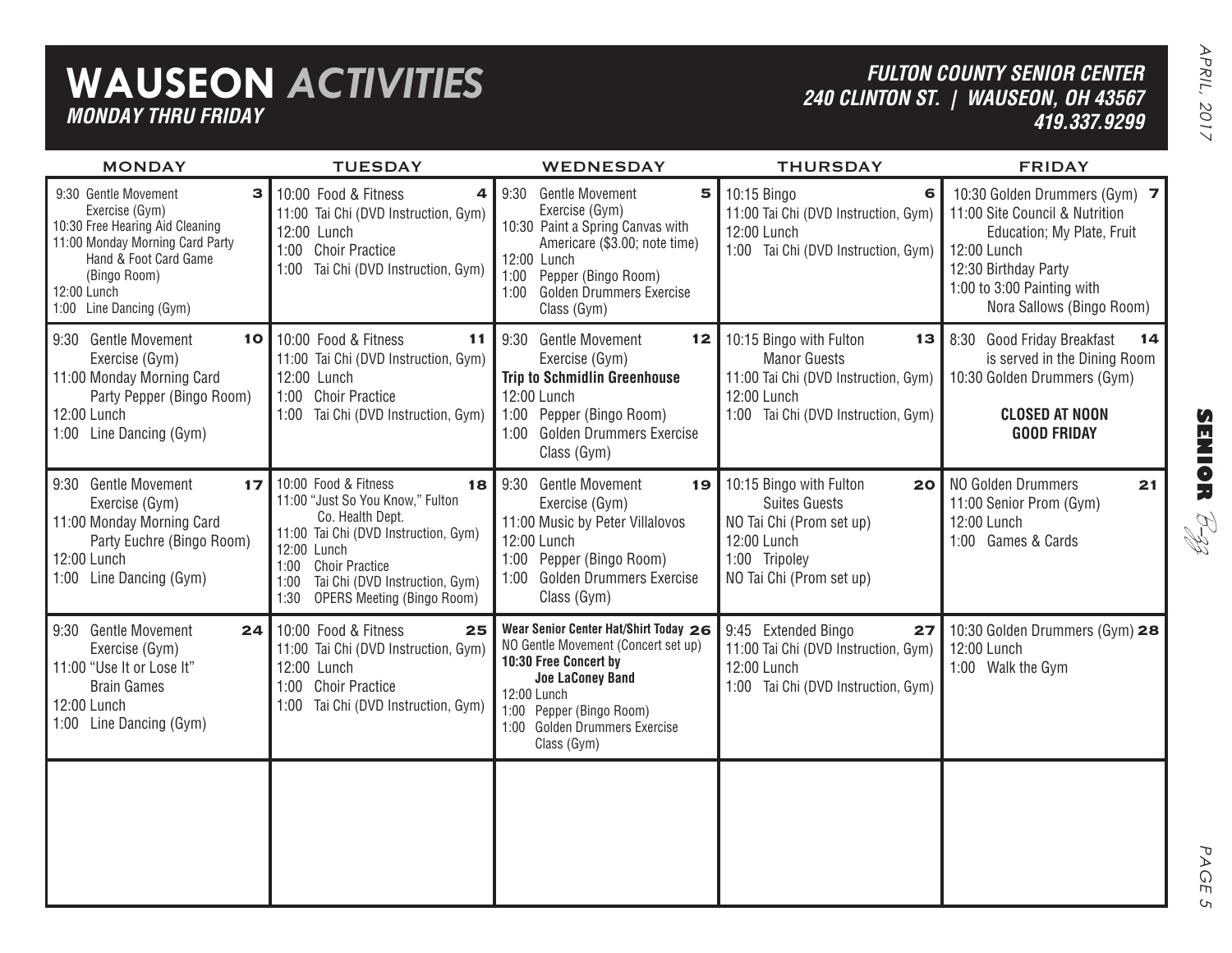# WAUSEON *ACTIVITIES*

***MONDAY THRU FRIDAY***

***FULTON COUNTY SENIOR CENTER***
***240 CLINTON ST. | WAUSEON, OH 43567***
***419.337.9299***

| MONDAY | TUESDAY | WEDNESDAY | THURSDAY | FRIDAY |
|---|---|---|---|---|
| **3** 9:30 Gentle Movement Exercise (Gym)<br>10:30 Free Hearing Aid Cleaning<br>11:00 Monday Morning Card Party Hand & Foot Card Game (Bingo Room)<br>12:00 Lunch<br>1:00 Line Dancing (Gym) | **4** 10:00 Food & Fitness<br>11:00 Tai Chi (DVD Instruction, Gym)<br>12:00 Lunch<br>1:00 Choir Practice<br>1:00 Tai Chi (DVD Instruction, Gym) | **5** 9:30 Gentle Movement Exercise (Gym)<br>10:30 Paint a Spring Canvas with Americare ($3.00; note time)<br>12:00 Lunch<br>1:00 Pepper (Bingo Room)<br>1:00 Golden Drummers Exercise Class (Gym) | **6** 10:15 Bingo<br>11:00 Tai Chi (DVD Instruction, Gym)<br>12:00 Lunch<br>1:00 Tai Chi (DVD Instruction, Gym) | **7** 10:30 Golden Drummers (Gym)<br>11:00 Site Council & Nutrition Education; My Plate, Fruit<br>12:00 Lunch<br>12:30 Birthday Party<br>1:00 to 3:00 Painting with Nora Sallows (Bingo Room) |
| **10** 9:30 Gentle Movement Exercise (Gym)<br>11:00 Monday Morning Card Party Pepper (Bingo Room)<br>12:00 Lunch<br>1:00 Line Dancing (Gym) | **11** 10:00 Food & Fitness<br>11:00 Tai Chi (DVD Instruction, Gym)<br>12:00 Lunch<br>1:00 Choir Practice<br>1:00 Tai Chi (DVD Instruction, Gym) | **12** 9:30 Gentle Movement Exercise (Gym)<br>**Trip to Schmidlin Greenhouse**<br>12:00 Lunch<br>1:00 Pepper (Bingo Room)<br>1:00 Golden Drummers Exercise Class (Gym) | **13** 10:15 Bingo with Fulton Manor Guests<br>11:00 Tai Chi (DVD Instruction, Gym)<br>12:00 Lunch<br>1:00 Tai Chi (DVD Instruction, Gym) | **14** 8:30 Good Friday Breakfast is served in the Dining Room<br>10:30 Golden Drummers (Gym)<br>**CLOSED AT NOON GOOD FRIDAY** |
| **17** 9:30 Gentle Movement Exercise (Gym)<br>11:00 Monday Morning Card Party Euchre (Bingo Room)<br>12:00 Lunch<br>1:00 Line Dancing (Gym) | **18** 10:00 Food & Fitness<br>11:00 "Just So You Know," Fulton Co. Health Dept.<br>11:00 Tai Chi (DVD Instruction, Gym)<br>12:00 Lunch<br>1:00 Choir Practice<br>1:00 Tai Chi (DVD Instruction, Gym)<br>1:30 OPERS Meeting (Bingo Room) | **19** 9:30 Gentle Movement Exercise (Gym)<br>11:00 Music by Peter Villalovos<br>12:00 Lunch<br>1:00 Pepper (Bingo Room)<br>1:00 Golden Drummers Exercise Class (Gym) | **20** 10:15 Bingo with Fulton Suites Guests<br>NO Tai Chi (Prom set up)<br>12:00 Lunch<br>1:00 Tripoley<br>NO Tai Chi (Prom set up) | **21** NO Golden Drummers<br>11:00 Senior Prom (Gym)<br>12:00 Lunch<br>1:00 Games & Cards |
| **24** 9:30 Gentle Movement Exercise (Gym)<br>11:00 "Use It or Lose It" Brain Games<br>12:00 Lunch<br>1:00 Line Dancing (Gym) | **25** 10:00 Food & Fitness<br>11:00 Tai Chi (DVD Instruction, Gym)<br>12:00 Lunch<br>1:00 Choir Practice<br>1:00 Tai Chi (DVD Instruction, Gym) | **26** **Wear Senior Center Hat/Shirt Today**<br>NO Gentle Movement (Concert set up)<br>**10:30 Free Concert by Joe LaConey Band**<br>12:00 Lunch<br>1:00 Pepper (Bingo Room)<br>1:00 Golden Drummers Exercise Class (Gym) | **27** 9:45 Extended Bingo<br>11:00 Tai Chi (DVD Instruction, Gym)<br>12:00 Lunch<br>1:00 Tai Chi (DVD Instruction, Gym) | **28** 10:30 Golden Drummers (Gym)<br>12:00 Lunch<br>1:00 Walk the Gym |
| | | | | |